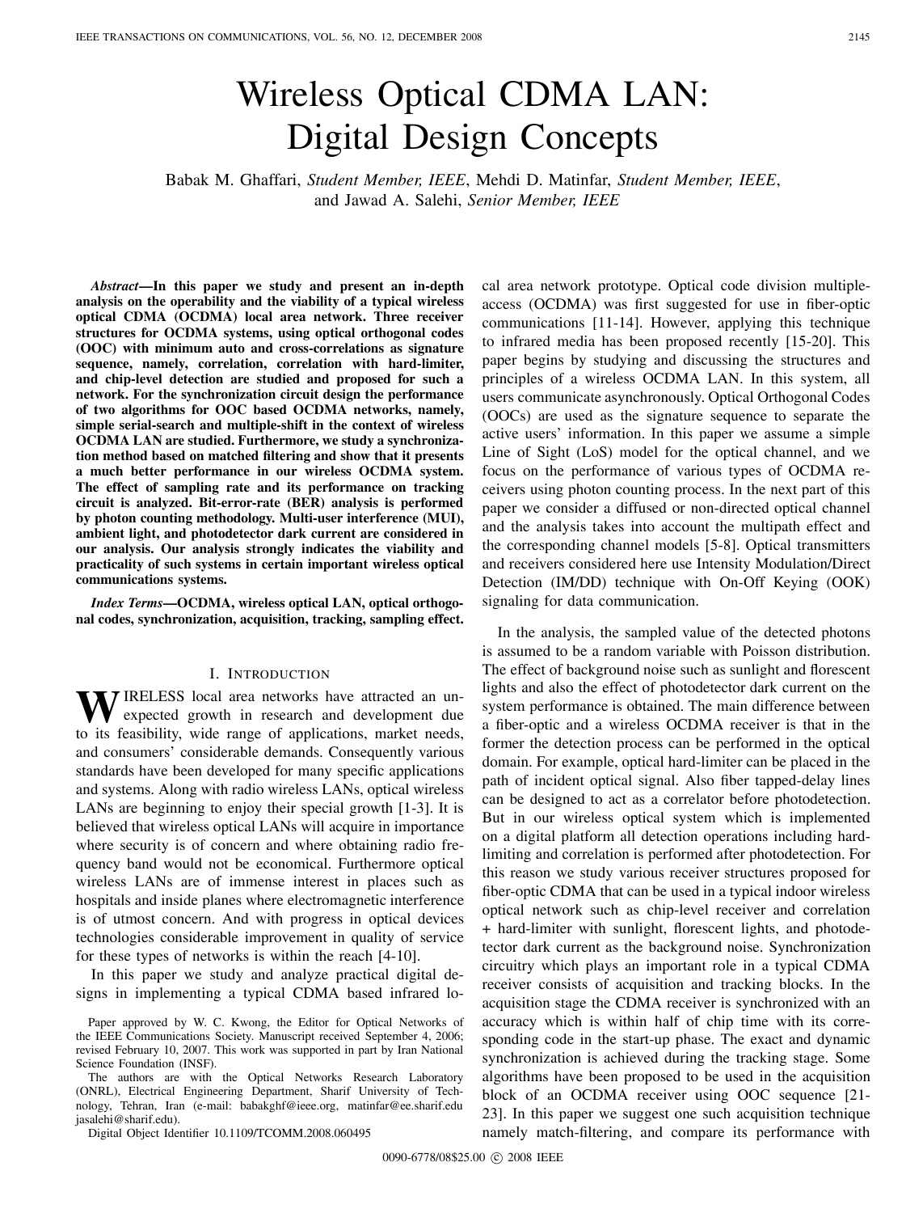# Wireless Optical CDMA LAN: Digital Design Concepts

Babak M. Ghaffari, *Student Member, IEEE*, Mehdi D. Matinfar, *Student Member, IEEE*, and Jawad A. Salehi, *Senior Member, IEEE*

***Abstract*—In this paper we study and present an in-depth analysis on the operability and the viability of a typical wireless optical CDMA (OCDMA) local area network. Three receiver structures for OCDMA systems, using optical orthogonal codes (OOC) with minimum auto and cross-correlations as signature sequence, namely, correlation, correlation with hard-limiter, and chip-level detection are studied and proposed for such a network. For the synchronization circuit design the performance of two algorithms for OOC based OCDMA networks, namely, simple serial-search and multiple-shift in the context of wireless OCDMA LAN are studied. Furthermore, we study a synchronization method based on matched filtering and show that it presents a much better performance in our wireless OCDMA system. The effect of sampling rate and its performance on tracking circuit is analyzed. Bit-error-rate (BER) analysis is performed by photon counting methodology. Multi-user interference (MUI), ambient light, and photodetector dark current are considered in our analysis. Our analysis strongly indicates the viability and practicality of such systems in certain important wireless optical communications systems.**

***Index Terms*—OCDMA, wireless optical LAN, optical orthogonal codes, synchronization, acquisition, tracking, sampling effect.**

## I. Introduction

Wireless local area networks have attracted an unexpected growth in research and development due to its feasibility, wide range of applications, market needs, and consumers' considerable demands. Consequently various standards have been developed for many specific applications and systems. Along with radio wireless LANs, optical wireless LANs are beginning to enjoy their special growth [1-3]. It is believed that wireless optical LANs will acquire in importance where security is of concern and where obtaining radio frequency band would not be economical. Furthermore optical wireless LANs are of immense interest in places such as hospitals and inside planes where electromagnetic interference is of utmost concern. And with progress in optical devices technologies considerable improvement in quality of service for these types of networks is within the reach [4-10].

In this paper we study and analyze practical digital designs in implementing a typical CDMA based infrared local area network prototype. Optical code division multiple-access (OCDMA) was first suggested for use in fiber-optic communications [11-14]. However, applying this technique to infrared media has been proposed recently [15-20]. This paper begins by studying and discussing the structures and principles of a wireless OCDMA LAN. In this system, all users communicate asynchronously. Optical Orthogonal Codes (OOCs) are used as the signature sequence to separate the active users' information. In this paper we assume a simple Line of Sight (LoS) model for the optical channel, and we focus on the performance of various types of OCDMA receivers using photon counting process. In the next part of this paper we consider a diffused or non-directed optical channel and the analysis takes into account the multipath effect and the corresponding channel models [5-8]. Optical transmitters and receivers considered here use Intensity Modulation/Direct Detection (IM/DD) technique with On-Off Keying (OOK) signaling for data communication.

In the analysis, the sampled value of the detected photons is assumed to be a random variable with Poisson distribution. The effect of background noise such as sunlight and florescent lights and also the effect of photodetector dark current on the system performance is obtained. The main difference between a fiber-optic and a wireless OCDMA receiver is that in the former the detection process can be performed in the optical domain. For example, optical hard-limiter can be placed in the path of incident optical signal. Also fiber tapped-delay lines can be designed to act as a correlator before photodetection. But in our wireless optical system which is implemented on a digital platform all detection operations including hard-limiting and correlation is performed after photodetection. For this reason we study various receiver structures proposed for fiber-optic CDMA that can be used in a typical indoor wireless optical network such as chip-level receiver and correlation + hard-limiter with sunlight, florescent lights, and photodetector dark current as the background noise. Synchronization circuitry which plays an important role in a typical CDMA receiver consists of acquisition and tracking blocks. In the acquisition stage the CDMA receiver is synchronized with an accuracy which is within half of chip time with its corresponding code in the start-up phase. The exact and dynamic synchronization is achieved during the tracking stage. Some algorithms have been proposed to be used in the acquisition block of an OCDMA receiver using OOC sequence [21-23]. In this paper we suggest one such acquisition technique namely match-filtering, and compare its performance with

Paper approved by W. C. Kwong, the Editor for Optical Networks of the IEEE Communications Society. Manuscript received September 4, 2006; revised February 10, 2007. This work was supported in part by Iran National Science Foundation (INSF).

The authors are with the Optical Networks Research Laboratory (ONRL), Electrical Engineering Department, Sharif University of Technology, Tehran, Iran (e-mail: babakghf@ieee.org, matinfar@ee.sharif.edu jasalehi@sharif.edu).

Digital Object Identifier 10.1109/TCOMM.2008.060495

0090-6778/08$25.00 © 2008 IEEE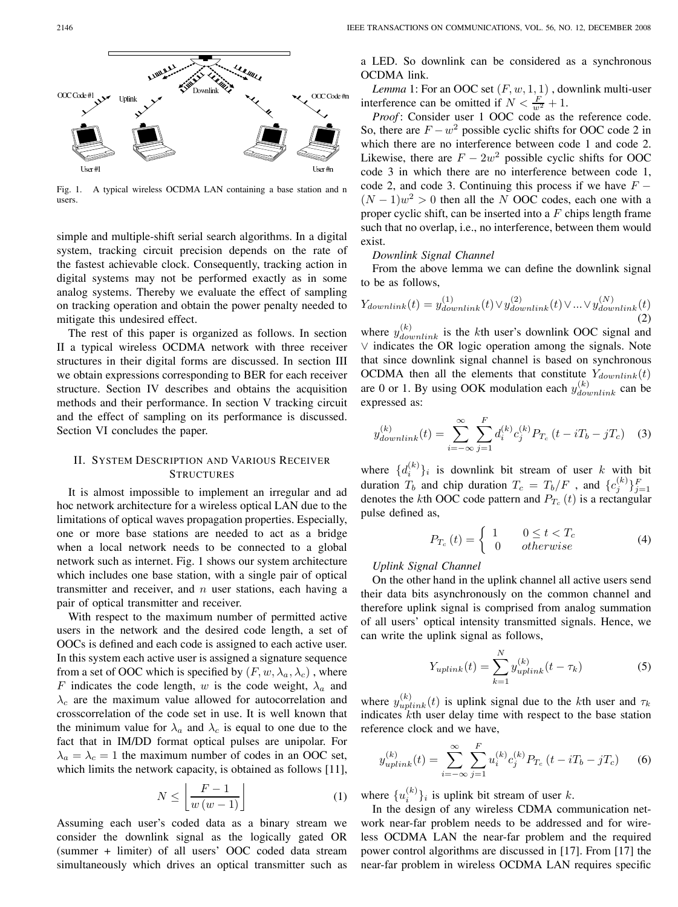Fig. 1. A typical wireless OCDMA LAN containing a base station and n users.

simple and multiple-shift serial search algorithms. In a digital system, tracking circuit precision depends on the rate of the fastest achievable clock. Consequently, tracking action in digital systems may not be performed exactly as in some analog systems. Thereby we evaluate the effect of sampling on tracking operation and obtain the power penalty needed to mitigate this undesired effect.

The rest of this paper is organized as follows. In section II a typical wireless OCDMA network with three receiver structures in their digital forms are discussed. In section III we obtain expressions corresponding to BER for each receiver structure. Section IV describes and obtains the acquisition methods and their performance. In section V tracking circuit and the effect of sampling on its performance is discussed. Section VI concludes the paper.

## II. System Description and Various Receiver Structures

It is almost impossible to implement an irregular and ad hoc network architecture for a wireless optical LAN due to the limitations of optical waves propagation properties. Especially, one or more base stations are needed to act as a bridge when a local network needs to be connected to a global network such as internet. Fig. 1 shows our system architecture which includes one base station, with a single pair of optical transmitter and receiver, and $n$ user stations, each having a pair of optical transmitter and receiver.

With respect to the maximum number of permitted active users in the network and the desired code length, a set of OOCs is defined and each code is assigned to each active user. In this system each active user is assigned a signature sequence from a set of OOC which is specified by $(F, w, \lambda_a, \lambda_c)$ , where $F$ indicates the code length, $w$ is the code weight, $\lambda_a$ and $\lambda_c$ are the maximum value allowed for autocorrelation and crosscorrelation of the code set in use. It is well known that the minimum value for $\lambda_a$ and $\lambda_c$ is equal to one due to the fact that in IM/DD format optical pulses are unipolar. For $\lambda_a = \lambda_c = 1$ the maximum number of codes in an OOC set, which limits the network capacity, is obtained as follows [11],

$$N \leq \left\lfloor \frac{F-1}{w\,(w-1)} \right\rfloor \tag{1}$$

Assuming each user's coded data as a binary stream we consider the downlink signal as the logically gated OR (summer + limiter) of all users' OOC coded data stream simultaneously which drives an optical transmitter such as a LED. So downlink can be considered as a synchronous OCDMA link.

*Lemma* 1: For an OOC set $(F, w, 1, 1)$ , downlink multi-user interference can be omitted if $N < \frac{F}{w^2} + 1$.

*Proof*: Consider user 1 OOC code as the reference code. So, there are $F - w^2$ possible cyclic shifts for OOC code 2 in which there are no interference between code 1 and code 2. Likewise, there are $F - 2w^2$ possible cyclic shifts for OOC code 3 in which there are no interference between code 1, code 2, and code 3. Continuing this process if we have $F - (N-1)w^2 > 0$ then all the $N$ OOC codes, each one with a proper cyclic shift, can be inserted into a $F$ chips length frame such that no overlap, i.e., no interference, between them would exist.

*Downlink Signal Channel*

From the above lemma we can define the downlink signal to be as follows,

$$Y_{downlink}(t) = y^{(1)}_{downlink}(t) \vee y^{(2)}_{downlink}(t) \vee ... \vee y^{(N)}_{downlink}(t) \tag{2}$$

where $y^{(k)}_{downlink}$ is the $k$th user's downlink OOC signal and $\vee$ indicates the OR logic operation among the signals. Note that since downlink signal channel is based on synchronous OCDMA then all the elements that constitute $Y_{downlink}(t)$ are 0 or 1. By using OOK modulation each $y^{(k)}_{downlink}$ can be expressed as:

$$y^{(k)}_{downlink}(t) = \sum_{i=-\infty}^{\infty} \sum_{j=1}^{F} d^{(k)}_i c^{(k)}_j P_{T_c}\left(t - iT_b - jT_c\right) \tag{3}$$

where $\{d^{(k)}_i\}_i$ is downlink bit stream of user $k$ with bit duration $T_b$ and chip duration $T_c = T_b/F$ , and $\{c^{(k)}_j\}_{j=1}^{F}$ denotes the $k$th OOC code pattern and $P_{T_c}(t)$ is a rectangular pulse defined as,

$$P_{T_c}(t) = \begin{cases} 1 & 0 \leq t < T_c \\ 0 & otherwise \end{cases} \tag{4}$$

*Uplink Signal Channel*

On the other hand in the uplink channel all active users send their data bits asynchronously on the common channel and therefore uplink signal is comprised from analog summation of all users' optical intensity transmitted signals. Hence, we can write the uplink signal as follows,

$$Y_{uplink}(t) = \sum_{k=1}^{N} y^{(k)}_{uplink}(t - \tau_k) \tag{5}$$

where $y^{(k)}_{uplink}(t)$ is uplink signal due to the $k$th user and $\tau_k$ indicates $k$th user delay time with respect to the base station reference clock and we have,

$$y^{(k)}_{uplink}(t) = \sum_{i=-\infty}^{\infty} \sum_{j=1}^{F} u^{(k)}_i c^{(k)}_j P_{T_c}\left(t - iT_b - jT_c\right) \tag{6}$$

where $\{u^{(k)}_i\}_i$ is uplink bit stream of user $k$.

In the design of any wireless CDMA communication network near-far problem needs to be addressed and for wireless OCDMA LAN the near-far problem and the required power control algorithms are discussed in [17]. From [17] the near-far problem in wireless OCDMA LAN requires specific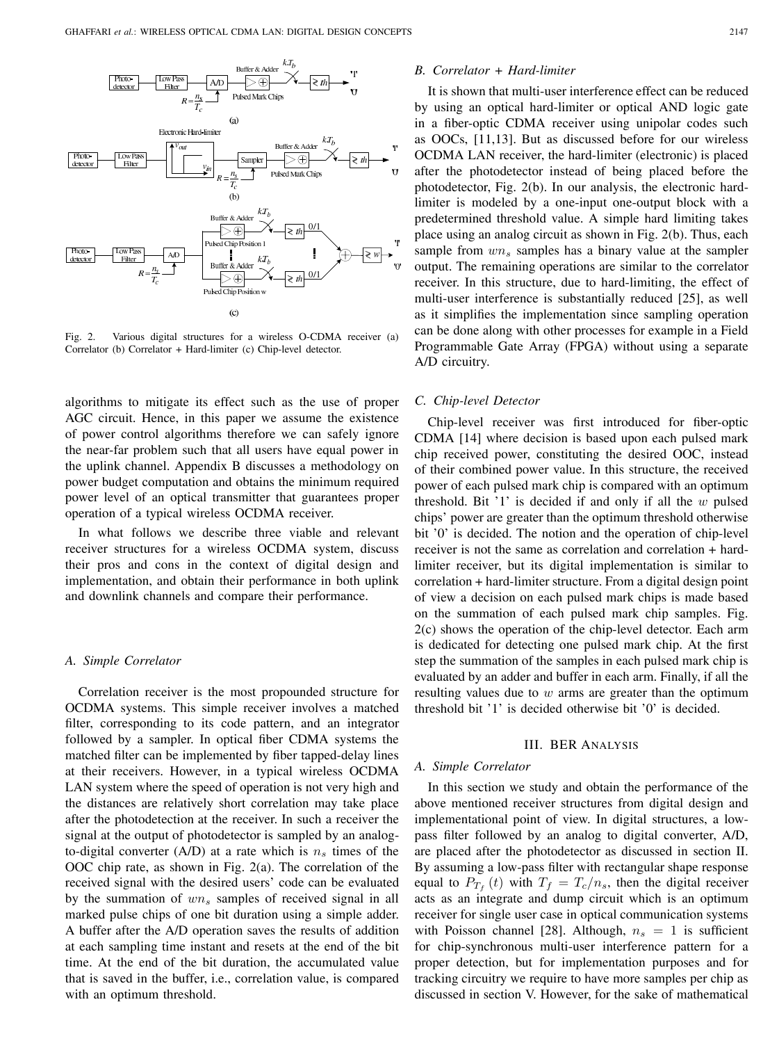Fig. 2. Various digital structures for a wireless O-CDMA receiver (a) Correlator (b) Correlator + Hard-limiter (c) Chip-level detector.

algorithms to mitigate its effect such as the use of proper AGC circuit. Hence, in this paper we assume the existence of power control algorithms therefore we can safely ignore the near-far problem such that all users have equal power in the uplink channel. Appendix B discusses a methodology on power budget computation and obtains the minimum required power level of an optical transmitter that guarantees proper operation of a typical wireless OCDMA receiver.

In what follows we describe three viable and relevant receiver structures for a wireless OCDMA system, discuss their pros and cons in the context of digital design and implementation, and obtain their performance in both uplink and downlink channels and compare their performance.

### A. Simple Correlator

Correlation receiver is the most propounded structure for OCDMA systems. This simple receiver involves a matched filter, corresponding to its code pattern, and an integrator followed by a sampler. In optical fiber CDMA systems the matched filter can be implemented by fiber tapped-delay lines at their receivers. However, in a typical wireless OCDMA LAN system where the speed of operation is not very high and the distances are relatively short correlation may take place after the photodetection at the receiver. In such a receiver the signal at the output of photodetector is sampled by an analog-to-digital converter (A/D) at a rate which is $n_s$ times of the OOC chip rate, as shown in Fig. 2(a). The correlation of the received signal with the desired users' code can be evaluated by the summation of $wn_s$ samples of received signal in all marked pulse chips of one bit duration using a simple adder. A buffer after the A/D operation saves the results of addition at each sampling time instant and resets at the end of the bit time. At the end of the bit duration, the accumulated value that is saved in the buffer, i.e., correlation value, is compared with an optimum threshold.

### B. Correlator + Hard-limiter

It is shown that multi-user interference effect can be reduced by using an optical hard-limiter or optical AND logic gate in a fiber-optic CDMA receiver using unipolar codes such as OOCs, [11,13]. But as discussed before for our wireless OCDMA LAN receiver, the hard-limiter (electronic) is placed after the photodetector instead of being placed before the photodetector, Fig. 2(b). In our analysis, the electronic hard-limiter is modeled by a one-input one-output block with a predetermined threshold value. A simple hard limiting takes place using an analog circuit as shown in Fig. 2(b). Thus, each sample from $wn_s$ samples has a binary value at the sampler output. The remaining operations are similar to the correlator receiver. In this structure, due to hard-limiting, the effect of multi-user interference is substantially reduced [25], as well as it simplifies the implementation since sampling operation can be done along with other processes for example in a Field Programmable Gate Array (FPGA) without using a separate A/D circuitry.

### C. Chip-level Detector

Chip-level receiver was first introduced for fiber-optic CDMA [14] where decision is based upon each pulsed mark chip received power, constituting the desired OOC, instead of their combined power value. In this structure, the received power of each pulsed mark chip is compared with an optimum threshold. Bit '1' is decided if and only if all the $w$ pulsed chips' power are greater than the optimum threshold otherwise bit '0' is decided. The notion and the operation of chip-level receiver is not the same as correlation and correlation + hard-limiter receiver, but its digital implementation is similar to correlation + hard-limiter structure. From a digital design point of view a decision on each pulsed mark chips is made based on the summation of each pulsed mark chip samples. Fig. 2(c) shows the operation of the chip-level detector. Each arm is dedicated for detecting one pulsed mark chip. At the first step the summation of the samples in each pulsed mark chip is evaluated by an adder and buffer in each arm. Finally, if all the resulting values due to $w$ arms are greater than the optimum threshold bit '1' is decided otherwise bit '0' is decided.

## III. BER Analysis

### A. Simple Correlator

In this section we study and obtain the performance of the above mentioned receiver structures from digital design and implementational point of view. In digital structures, a low-pass filter followed by an analog to digital converter, A/D, are placed after the photodetector as discussed in section II. By assuming a low-pass filter with rectangular shape response equal to $P_{T_f}(t)$ with $T_f = T_c/n_s$, then the digital receiver acts as an integrate and dump circuit which is an optimum receiver for single user case in optical communication systems with Poisson channel [28]. Although, $n_s = 1$ is sufficient for chip-synchronous multi-user interference pattern for a proper detection, but for implementation purposes and for tracking circuitry we require to have more samples per chip as discussed in section V. However, for the sake of mathematical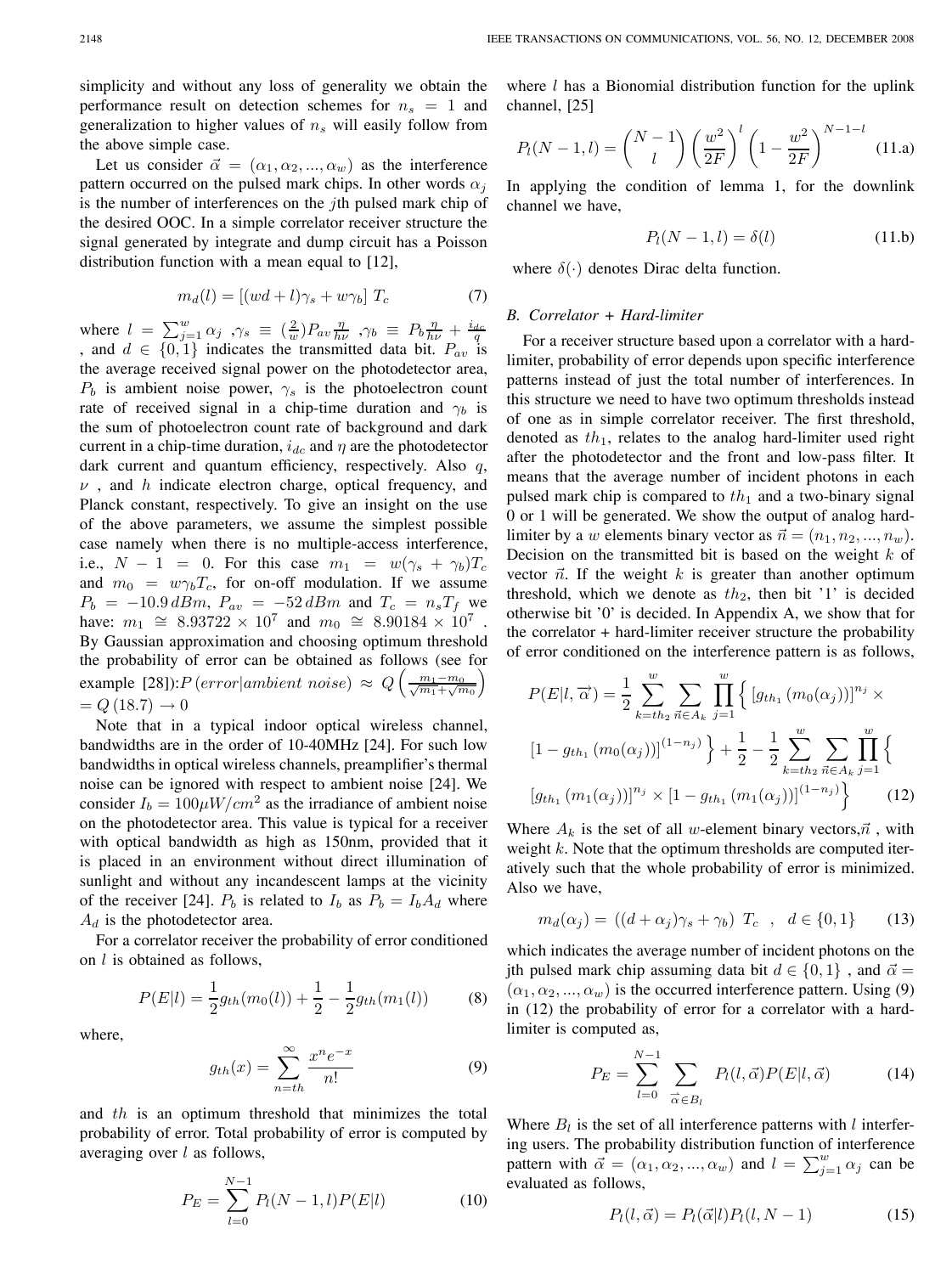simplicity and without any loss of generality we obtain the performance result on detection schemes for $n_s = 1$ and generalization to higher values of $n_s$ will easily follow from the above simple case.

Let us consider $\vec{\alpha} = (\alpha_1, \alpha_2, ..., \alpha_w)$ as the interference pattern occurred on the pulsed mark chips. In other words $\alpha_j$ is the number of interferences on the $j$th pulsed mark chip of the desired OOC. In a simple correlator receiver structure the signal generated by integrate and dump circuit has a Poisson distribution function with a mean equal to [12],

$$m_d(l) = [(wd + l)\gamma_s + w\gamma_b]\; T_c \tag{7}$$

where $l = \sum_{j=1}^{w} \alpha_j$ ,$\gamma_s \equiv (\frac{2}{w})P_{av}\frac{\eta}{h\nu}$ ,$\gamma_b \equiv P_b\frac{\eta}{h\nu} + \frac{i_{dc}}{q}$ , and $d \in \{0, 1\}$ indicates the transmitted data bit. $P_{av}$ is the average received signal power on the photodetector area, $P_b$ is ambient noise power, $\gamma_s$ is the photoelectron count rate of received signal in a chip-time duration and $\gamma_b$ is the sum of photoelectron count rate of background and dark current in a chip-time duration, $i_{dc}$ and $\eta$ are the photodetector dark current and quantum efficiency, respectively. Also $q$, $\nu$ , and $h$ indicate electron charge, optical frequency, and Planck constant, respectively. To give an insight on the use of the above parameters, we assume the simplest possible case namely when there is no multiple-access interference, i.e., $N - 1 = 0$. For this case $m_1 = w(\gamma_s + \gamma_b)T_c$ and $m_0 = w\gamma_b T_c$, for on-off modulation. If we assume $P_b = -10.9\, dBm$, $P_{av} = -52\, dBm$ and $T_c = n_s T_f$ we have: $m_1 \cong 8.93722 \times 10^7$ and $m_0 \cong 8.90184 \times 10^7$ . By Gaussian approximation and choosing optimum threshold the probability of error can be obtained as follows (see for example [28]):$P\,(error|ambient\; noise) \approx Q\left(\frac{m_1 - m_0}{\sqrt{m_1} + \sqrt{m_0}}\right)$ $= Q\,(18.7) \rightarrow 0$

Note that in a typical indoor optical wireless channel, bandwidths are in the order of 10-40MHz [24]. For such low bandwidths in optical wireless channels, preamplifier's thermal noise can be ignored with respect to ambient noise [24]. We consider $I_b = 100\mu W/cm^2$ as the irradiance of ambient noise on the photodetector area. This value is typical for a receiver with optical bandwidth as high as 150nm, provided that it is placed in an environment without direct illumination of sunlight and without any incandescent lamps at the vicinity of the receiver [24]. $P_b$ is related to $I_b$ as $P_b = I_b A_d$ where $A_d$ is the photodetector area.

For a correlator receiver the probability of error conditioned on $l$ is obtained as follows,

$$P(E|l) = \frac{1}{2}g_{th}(m_0(l)) + \frac{1}{2} - \frac{1}{2}g_{th}(m_1(l)) \tag{8}$$

where,

$$g_{th}(x) = \sum_{n=th}^{\infty} \frac{x^n e^{-x}}{n!} \tag{9}$$

and $th$ is an optimum threshold that minimizes the total probability of error. Total probability of error is computed by averaging over $l$ as follows,

$$P_E = \sum_{l=0}^{N-1} P_l(N-1, l)P(E|l) \tag{10}$$

where $l$ has a Bionomial distribution function for the uplink channel, [25]

$$P_l(N-1, l) = \binom{N-1}{l}\left(\frac{w^2}{2F}\right)^l\left(1 - \frac{w^2}{2F}\right)^{N-1-l} \tag{11.a}$$

In applying the condition of lemma 1, for the downlink channel we have,

$$P_l(N-1, l) = \delta(l) \tag{11.b}$$

where $\delta(\cdot)$ denotes Dirac delta function.

### B. Correlator + Hard-limiter

For a receiver structure based upon a correlator with a hard-limiter, probability of error depends upon specific interference patterns instead of just the total number of interferences. In this structure we need to have two optimum thresholds instead of one as in simple correlator receiver. The first threshold, denoted as $th_1$, relates to the analog hard-limiter used right after the photodetector and the front and low-pass filter. It means that the average number of incident photons in each pulsed mark chip is compared to $th_1$ and a two-binary signal 0 or 1 will be generated. We show the output of analog hard-limiter by a $w$ elements binary vector as $\vec{n} = (n_1, n_2, ..., n_w)$. Decision on the transmitted bit is based on the weight $k$ of vector $\vec{n}$. If the weight $k$ is greater than another optimum threshold, which we denote as $th_2$, then bit '1' is decided otherwise bit '0' is decided. In Appendix A, we show that for the correlator + hard-limiter receiver structure the probability of error conditioned on the interference pattern is as follows,

$$\begin{aligned} P(E|l, \overrightarrow{\alpha}) = \frac{1}{2}\sum_{k=th_2}^{w}\sum_{\vec{n}\in A_k}\prod_{j=1}^{w}\Big\{ \left[g_{th_1}\left(m_0(\alpha_j)\right)\right]^{n_j} \times \\ \left[1 - g_{th_1}\left(m_0(\alpha_j)\right)\right]^{(1-n_j)}\Big\} + \frac{1}{2} - \frac{1}{2}\sum_{k=th_2}^{w}\sum_{\vec{n}\in A_k}\prod_{j=1}^{w}\Big\{ \\ \left[g_{th_1}\left(m_1(\alpha_j)\right)\right]^{n_j} \times \left[1 - g_{th_1}\left(m_1(\alpha_j)\right)\right]^{(1-n_j)}\Big\} \end{aligned} \tag{12}$$

Where $A_k$ is the set of all $w$-element binary vectors,$\vec{n}$ , with weight $k$. Note that the optimum thresholds are computed iteratively such that the whole probability of error is minimized. Also we have,

$$m_d(\alpha_j) = \left((d + \alpha_j)\gamma_s + \gamma_b\right)\; T_c \quad , \quad d \in \{0, 1\} \tag{13}$$

which indicates the average number of incident photons on the jth pulsed mark chip assuming data bit $d \in \{0, 1\}$ , and $\vec{\alpha} = (\alpha_1, \alpha_2, ..., \alpha_w)$ is the occurred interference pattern. Using (9) in (12) the probability of error for a correlator with a hard-limiter is computed as,

$$P_E = \sum_{l=0}^{N-1}\sum_{\vec{\alpha}\in B_l} P_l(l, \vec{\alpha})P(E|l, \vec{\alpha}) \tag{14}$$

Where $B_l$ is the set of all interference patterns with $l$ interfering users. The probability distribution function of interference pattern with $\vec{\alpha} = (\alpha_1, \alpha_2, ..., \alpha_w)$ and $l = \sum_{j=1}^{w} \alpha_j$ can be evaluated as follows,

$$P_l(l, \vec{\alpha}) = P_l(\vec{\alpha}|l)P_l(l, N-1) \tag{15}$$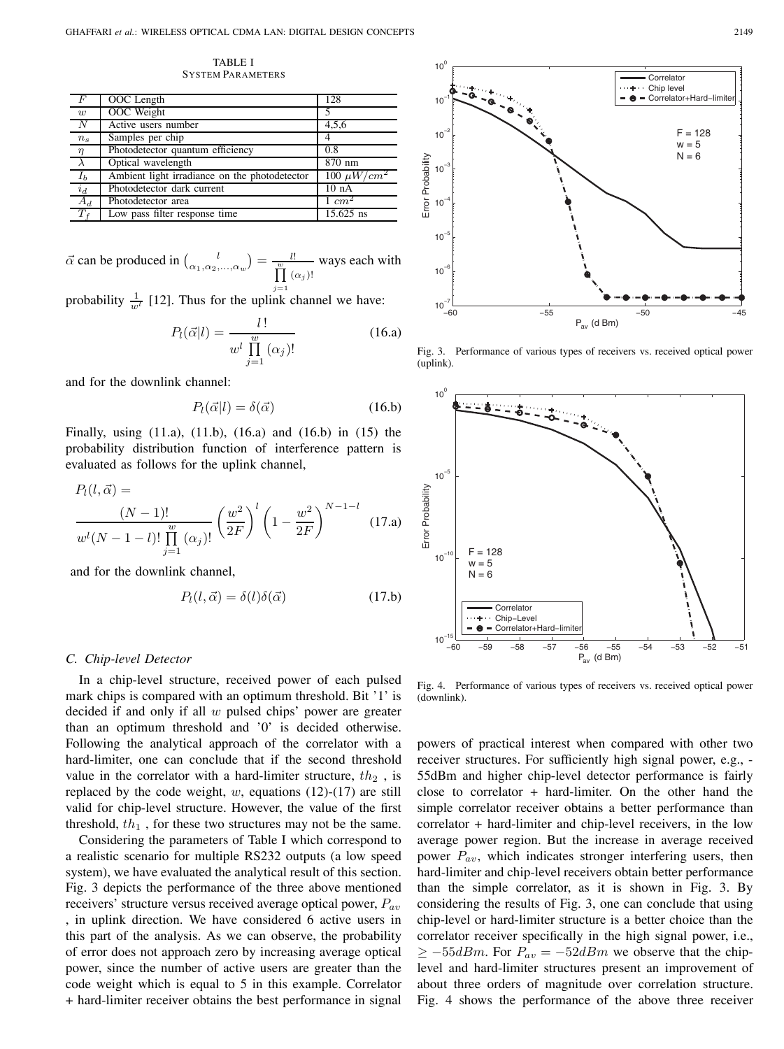TABLE I
SYSTEM PARAMETERS

| | | |
|---|---|---|
| $F$ | OOC Length | 128 |
| $w$ | OOC Weight | 5 |
| $N$ | Active users number | 4,5,6 |
| $n_s$ | Samples per chip | 4 |
| $\eta$ | Photodetector quantum efficiency | 0.8 |
| $\lambda$ | Optical wavelength | 870 nm |
| $I_b$ | Ambient light irradiance on the photodetector | 100 $\mu W/cm^2$ |
| $i_d$ | Photodetector dark current | 10 nA |
| $A_d$ | Photodetector area | 1 $cm^2$ |
| $T_f$ | Low pass filter response time | 15.625 ns |

$\vec{\alpha}$ can be produced in $\binom{l}{\alpha_1,\alpha_2,\ldots,\alpha_w} = \frac{l!}{\prod_{j=1}^{w}(\alpha_j)!}$ ways each with probability $\frac{1}{w^l}$ [12]. Thus for the uplink channel we have:

$$P_l(\vec{\alpha}|l) = \frac{l\,!}{w^l \prod_{j=1}^{w}(\alpha_j)!} \tag{16.a}$$

and for the downlink channel:

$$P_l(\vec{\alpha}|l) = \delta(\vec{\alpha}) \tag{16.b}$$

Finally, using (11.a), (11.b), (16.a) and (16.b) in (15) the probability distribution function of interference pattern is evaluated as follows for the uplink channel,

$$P_l(l,\vec{\alpha}) = \frac{(N-1)!}{w^l (N-1-l)! \prod_{j=1}^{w}(\alpha_j)!}\left(\frac{w^2}{2F}\right)^l \left(1-\frac{w^2}{2F}\right)^{N-1-l} \tag{17.a}$$

and for the downlink channel,

$$P_l(l,\vec{\alpha}) = \delta(l)\delta(\vec{\alpha}) \tag{17.b}$$

### C. Chip-level Detector

In a chip-level structure, received power of each pulsed mark chips is compared with an optimum threshold. Bit '1' is decided if and only if all $w$ pulsed chips' power are greater than an optimum threshold and '0' is decided otherwise. Following the analytical approach of the correlator with a hard-limiter, one can conclude that if the second threshold value in the correlator with a hard-limiter structure, $th_2$ , is replaced by the code weight, $w$, equations (12)-(17) are still valid for chip-level structure. However, the value of the first threshold, $th_1$ , for these two structures may not be the same.

Considering the parameters of Table I which correspond to a realistic scenario for multiple RS232 outputs (a low speed system), we have evaluated the analytical result of this section. Fig. 3 depicts the performance of the three above mentioned receivers' structure versus received average optical power, $P_{av}$ , in uplink direction. We have considered 6 active users in this part of the analysis. As we can observe, the probability of error does not approach zero by increasing average optical power, since the number of active users are greater than the code weight which is equal to 5 in this example. Correlator + hard-limiter receiver obtains the best performance in signal powers of practical interest when compared with other two receiver structures. For sufficiently high signal power, e.g., -55dBm and higher chip-level detector performance is fairly close to correlator + hard-limiter. On the other hand the simple correlator receiver obtains a better performance than correlator + hard-limiter and chip-level receivers, in the low average power region. But the increase in average received power $P_{av}$, which indicates stronger interfering users, then hard-limiter and chip-level receivers obtain better performance than the simple correlator, as it is shown in Fig. 3. By considering the results of Fig. 3, one can conclude that using chip-level or hard-limiter structure is a better choice than the correlator receiver specifically in the high signal power, i.e., $\geq -55dBm$. For $P_{av} = -52dBm$ we observe that the chip-level and hard-limiter structures present an improvement of about three orders of magnitude over correlation structure. Fig. 4 shows the performance of the above three receiver

Fig. 3. Performance of various types of receivers vs. received optical power (uplink).

Fig. 4. Performance of various types of receivers vs. received optical power (downlink).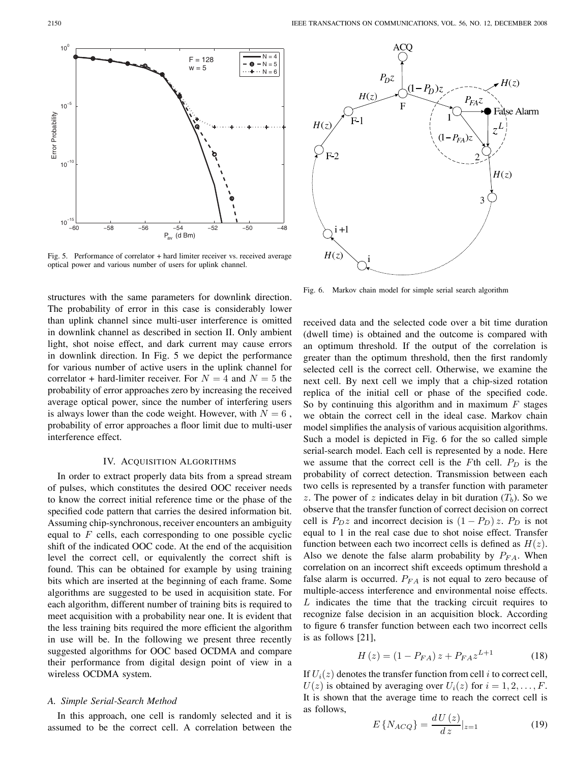Fig. 5. Performance of correlator + hard limiter receiver vs. received average optical power and various number of users for uplink channel.

Fig. 6. Markov chain model for simple serial search algorithm

structures with the same parameters for downlink direction. The probability of error in this case is considerably lower than uplink channel since multi-user interference is omitted in downlink channel as described in section II. Only ambient light, shot noise effect, and dark current may cause errors in downlink direction. In Fig. 5 we depict the performance for various number of active users in the uplink channel for correlator + hard-limiter receiver. For $N = 4$ and $N = 5$ the probability of error approaches zero by increasing the received average optical power, since the number of interfering users is always lower than the code weight. However, with $N = 6$ , probability of error approaches a floor limit due to multi-user interference effect.

## IV. Acquisition Algorithms

In order to extract properly data bits from a spread stream of pulses, which constitutes the desired OOC receiver needs to know the correct initial reference time or the phase of the specified code pattern that carries the desired information bit. Assuming chip-synchronous, receiver encounters an ambiguity equal to $F$ cells, each corresponding to one possible cyclic shift of the indicated OOC code. At the end of the acquisition level the correct cell, or equivalently the correct shift is found. This can be obtained for example by using training bits which are inserted at the beginning of each frame. Some algorithms are suggested to be used in acquisition state. For each algorithm, different number of training bits is required to meet acquisition with a probability near one. It is evident that the less training bits required the more efficient the algorithm in use will be. In the following we present three recently suggested algorithms for OOC based OCDMA and compare their performance from digital design point of view in a wireless OCDMA system.

### A. Simple Serial-Search Method

In this approach, one cell is randomly selected and it is assumed to be the correct cell. A correlation between the received data and the selected code over a bit time duration (dwell time) is obtained and the outcome is compared with an optimum threshold. If the output of the correlation is greater than the optimum threshold, then the first randomly selected cell is the correct cell. Otherwise, we examine the next cell. By next cell we imply that a chip-sized rotation replica of the initial cell or phase of the specified code. So by continuing this algorithm and in maximum $F$ stages we obtain the correct cell in the ideal case. Markov chain model simplifies the analysis of various acquisition algorithms. Such a model is depicted in Fig. 6 for the so called simple serial-search model. Each cell is represented by a node. Here we assume that the correct cell is the $F$th cell. $P_D$ is the probability of correct detection. Transmission between each two cells is represented by a transfer function with parameter $z$. The power of $z$ indicates delay in bit duration ($T_b$). So we observe that the transfer function of correct decision on correct cell is $P_D z$ and incorrect decision is $(1 - P_D)\, z$. $P_D$ is not equal to 1 in the real case due to shot noise effect. Transfer function between each two incorrect cells is defined as $H(z)$. Also we denote the false alarm probability by $P_{FA}$. When correlation on an incorrect shift exceeds optimum threshold a false alarm is occurred. $P_{FA}$ is not equal to zero because of multiple-access interference and environmental noise effects. $L$ indicates the time that the tracking circuit requires to recognize false decision in an acquisition block. According to figure 6 transfer function between each two incorrect cells is as follows [21],

$$H\left(z\right) = \left(1 - P_{FA}\right) z + P_{FA} z^{L+1} \tag{18}$$

If $U_i(z)$ denotes the transfer function from cell $i$ to correct cell, $U(z)$ is obtained by averaging over $U_i(z)$ for $i = 1, 2, \ldots, F$. It is shown that the average time to reach the correct cell is as follows,

$$E\left\{N_{ACQ}\right\} = \frac{d\,U\left(z\right)}{d\,z}|_{z=1} \tag{19}$$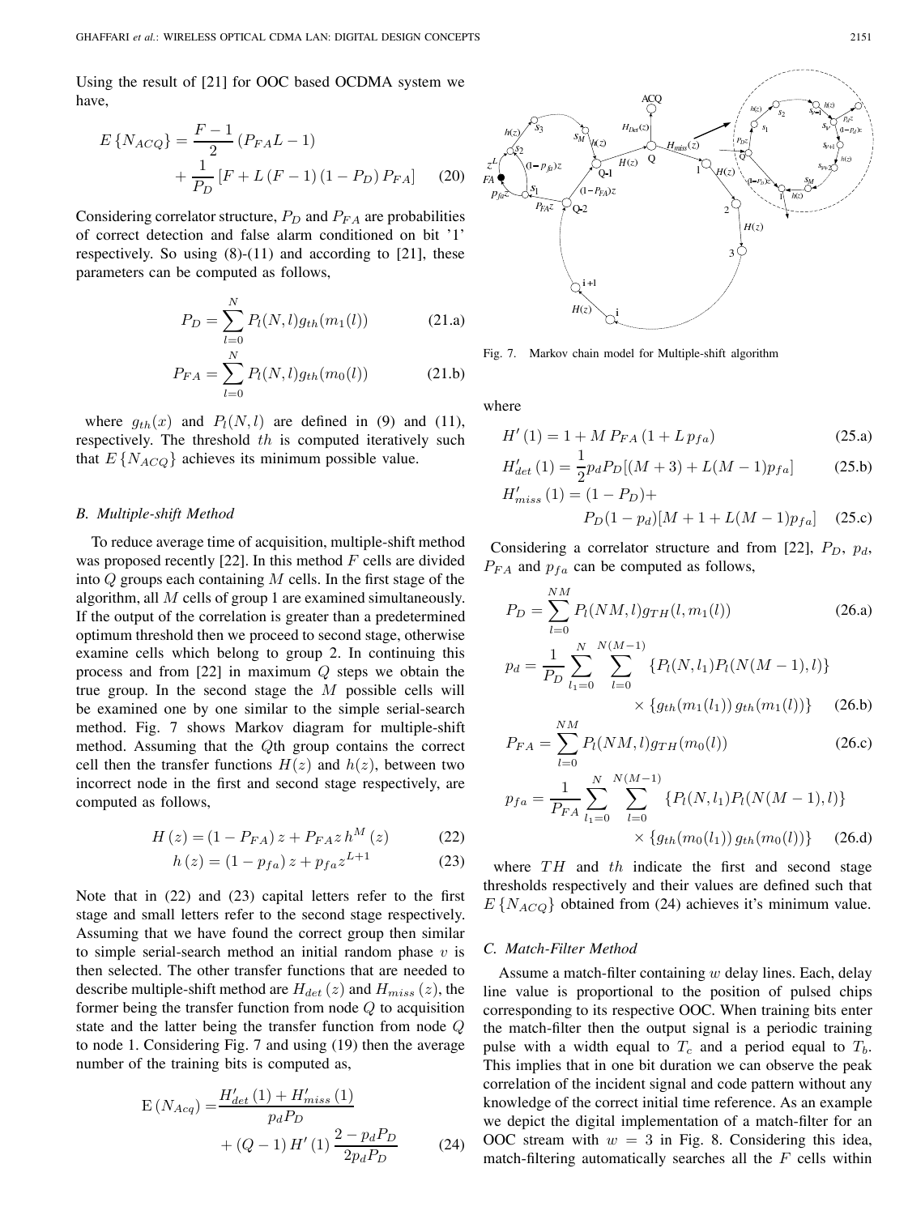Using the result of [21] for OOC based OCDMA system we have,

$$E\{N_{ACQ}\} = \frac{F-1}{2}(P_{FA}L - 1) + \frac{1}{P_D}\left[F + L(F-1)(1-P_D)P_{FA}\right] \quad (20)$$

Considering correlator structure, $P_D$ and $P_{FA}$ are probabilities of correct detection and false alarm conditioned on bit '1' respectively. So using (8)-(11) and according to [21], these parameters can be computed as follows,

$$P_D = \sum_{l=0}^{N} P_l(N,l) g_{th}(m_1(l)) \quad (21.a)$$

$$P_{FA} = \sum_{l=0}^{N} P_l(N,l) g_{th}(m_0(l)) \quad (21.b)$$

where $g_{th}(x)$ and $P_l(N,l)$ are defined in (9) and (11), respectively. The threshold $th$ is computed iteratively such that $E\{N_{ACQ}\}$ achieves its minimum possible value.

### B. Multiple-shift Method

To reduce average time of acquisition, multiple-shift method was proposed recently [22]. In this method $F$ cells are divided into $Q$ groups each containing $M$ cells. In the first stage of the algorithm, all $M$ cells of group 1 are examined simultaneously. If the output of the correlation is greater than a predetermined optimum threshold then we proceed to second stage, otherwise examine cells which belong to group 2. In continuing this process and from [22] in maximum $Q$ steps we obtain the true group. In the second stage the $M$ possible cells will be examined one by one similar to the simple serial-search method. Fig. 7 shows Markov diagram for multiple-shift method. Assuming that the $Q$th group contains the correct cell then the transfer functions $H(z)$ and $h(z)$, between two incorrect node in the first and second stage respectively, are computed as follows,

$$H(z) = (1-P_{FA})z + P_{FA} z\, h^M(z) \quad (22)$$

$$h(z) = (1-p_{fa})z + p_{fa} z^{L+1} \quad (23)$$

Note that in (22) and (23) capital letters refer to the first stage and small letters refer to the second stage respectively. Assuming that we have found the correct group then similar to simple serial-search method an initial random phase $v$ is then selected. The other transfer functions that are needed to describe multiple-shift method are $H_{det}(z)$ and $H_{miss}(z)$, the former being the transfer function from node $Q$ to acquisition state and the latter being the transfer function from node $Q$ to node 1. Considering Fig. 7 and using (19) then the average number of the training bits is computed as,

$$\mathrm{E}(N_{Acq}) = \frac{H'_{det}(1) + H'_{miss}(1)}{p_d P_D} + (Q-1)H'(1)\frac{2 - p_d P_D}{2 p_d P_D} \quad (24)$$

Fig. 7. Markov chain model for Multiple-shift algorithm

where

$$H'(1) = 1 + M P_{FA}(1 + L p_{fa}) \quad (25.a)$$

$$H'_{det}(1) = \frac{1}{2} p_d P_D [(M+3) + L(M-1)p_{fa}] \quad (25.b)$$

$$H'_{miss}(1) = (1-P_D) + P_D(1-p_d)[M + 1 + L(M-1)p_{fa}] \quad (25.c)$$

Considering a correlator structure and from [22], $P_D$, $p_d$, $P_{FA}$ and $p_{fa}$ can be computed as follows,

$$P_D = \sum_{l=0}^{NM} P_l(NM,l) g_{TH}(l, m_1(l)) \quad (26.a)$$

$$p_d = \frac{1}{P_D}\sum_{l_1=0}^{N}\sum_{l=0}^{N(M-1)} \{P_l(N,l_1)P_l(N(M-1),l)\} \times \{g_{th}(m_1(l_1))\, g_{th}(m_1(l))\} \quad (26.b)$$

$$P_{FA} = \sum_{l=0}^{NM} P_l(NM,l) g_{TH}(m_0(l)) \quad (26.c)$$

$$p_{fa} = \frac{1}{P_{FA}}\sum_{l_1=0}^{N}\sum_{l=0}^{N(M-1)} \{P_l(N,l_1)P_l(N(M-1),l)\} \times \{g_{th}(m_0(l_1))\, g_{th}(m_0(l))\} \quad (26.d)$$

where $TH$ and $th$ indicate the first and second stage thresholds respectively and their values are defined such that $E\{N_{ACQ}\}$ obtained from (24) achieves it's minimum value.

### C. Match-Filter Method

Assume a match-filter containing $w$ delay lines. Each, delay line value is proportional to the position of pulsed chips corresponding to its respective OOC. When training bits enter the match-filter then the output signal is a periodic training pulse with a width equal to $T_c$ and a period equal to $T_b$. This implies that in one bit duration we can observe the peak correlation of the incident signal and code pattern without any knowledge of the correct initial time reference. As an example we depict the digital implementation of a match-filter for an OOC stream with $w = 3$ in Fig. 8. Considering this idea, match-filtering automatically searches all the $F$ cells within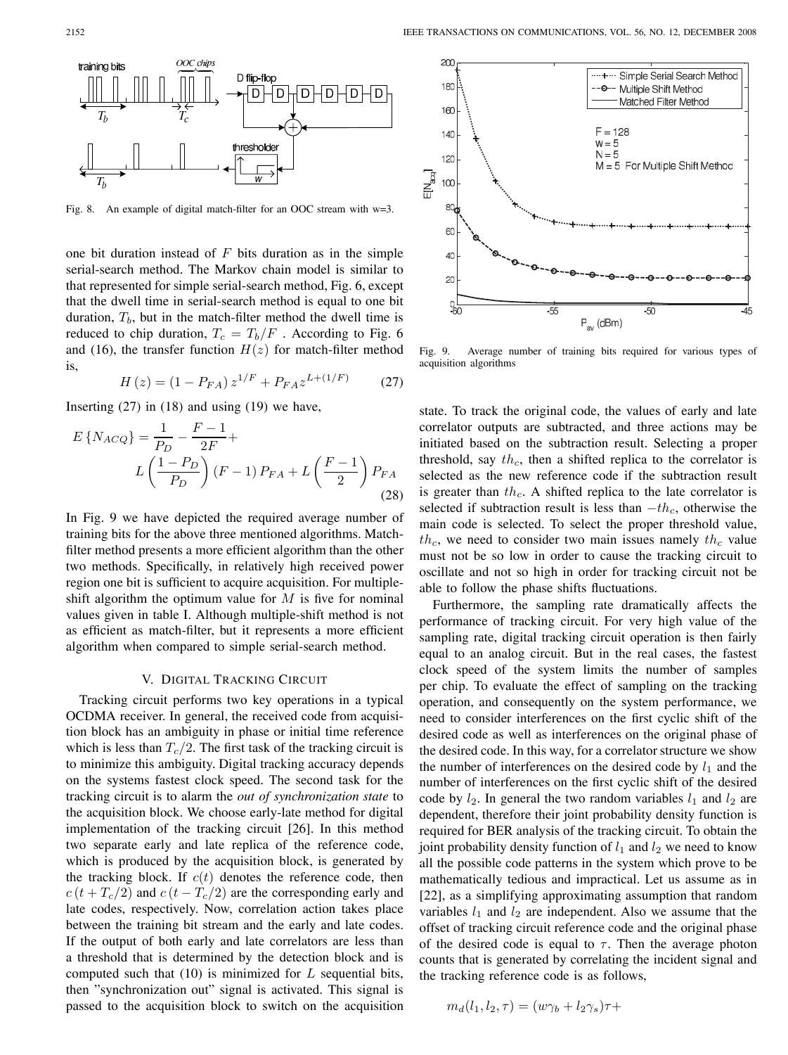Fig. 8. An example of digital match-filter for an OOC stream with w=3.

one bit duration instead of $F$ bits duration as in the simple serial-search method. The Markov chain model is similar to that represented for simple serial-search method, Fig. 6, except that the dwell time in serial-search method is equal to one bit duration, $T_b$, but in the match-filter method the dwell time is reduced to chip duration, $T_c = T_b/F$ . According to Fig. 6 and (16), the transfer function $H(z)$ for match-filter method is,

$$H(z) = (1 - P_{FA})\, z^{1/F} + P_{FA} z^{L+(1/F)} \tag{27}$$

Inserting (27) in (18) and using (19) we have,

$$E\{N_{ACQ}\} = \frac{1}{P_D} - \frac{F-1}{2F} + L\left(\frac{1-P_D}{P_D}\right)(F-1)\, P_{FA} + L\left(\frac{F-1}{2}\right) P_{FA} \tag{28}$$

In Fig. 9 we have depicted the required average number of training bits for the above three mentioned algorithms. Match-filter method presents a more efficient algorithm than the other two methods. Specifically, in relatively high received power region one bit is sufficient to acquire acquisition. For multiple-shift algorithm the optimum value for $M$ is five for nominal values given in table I. Although multiple-shift method is not as efficient as match-filter, but it represents a more efficient algorithm when compared to simple serial-search method.

Fig. 9. Average number of training bits required for various types of acquisition algorithms

## V. Digital Tracking Circuit

Tracking circuit performs two key operations in a typical OCDMA receiver. In general, the received code from acquisition block has an ambiguity in phase or initial time reference which is less than $T_c/2$. The first task of the tracking circuit is to minimize this ambiguity. Digital tracking accuracy depends on the systems fastest clock speed. The second task for the tracking circuit is to alarm the *out of synchronization state* to the acquisition block. We choose early-late method for digital implementation of the tracking circuit [26]. In this method two separate early and late replica of the reference code, which is produced by the acquisition block, is generated by the tracking block. If $c(t)$ denotes the reference code, then $c(t + T_c/2)$ and $c(t - T_c/2)$ are the corresponding early and late codes, respectively. Now, correlation action takes place between the training bit stream and the early and late codes. If the output of both early and late correlators are less than a threshold that is determined by the detection block and is computed such that (10) is minimized for $L$ sequential bits, then "synchronization out" signal is activated. This signal is passed to the acquisition block to switch on the acquisition state. To track the original code, the values of early and late correlator outputs are subtracted, and three actions may be initiated based on the subtraction result. Selecting a proper threshold, say $th_c$, then a shifted replica to the correlator is selected as the new reference code if the subtraction result is greater than $th_c$. A shifted replica to the late correlator is selected if subtraction result is less than $-th_c$, otherwise the main code is selected. To select the proper threshold value, $th_c$, we need to consider two main issues namely $th_c$ value must not be so low in order to cause the tracking circuit to oscillate and not so high in order for tracking circuit not be able to follow the phase shifts fluctuations.

Furthermore, the sampling rate dramatically affects the performance of tracking circuit. For very high value of the sampling rate, digital tracking circuit operation is then fairly equal to an analog circuit. But in the real cases, the fastest clock speed of the system limits the number of samples per chip. To evaluate the effect of sampling on the tracking operation, and consequently on the system performance, we need to consider interferences on the first cyclic shift of the desired code as well as interferences on the original phase of the desired code. In this way, for a correlator structure we show the number of interferences on the desired code by $l_1$ and the number of interferences on the first cyclic shift of the desired code by $l_2$. In general the two random variables $l_1$ and $l_2$ are dependent, therefore their joint probability density function is required for BER analysis of the tracking circuit. To obtain the joint probability density function of $l_1$ and $l_2$ we need to know all the possible code patterns in the system which prove to be mathematically tedious and impractical. Let us assume as in [22], as a simplifying approximating assumption that random variables $l_1$ and $l_2$ are independent. Also we assume that the offset of tracking circuit reference code and the original phase of the desired code is equal to $\tau$. Then the average photon counts that is generated by correlating the incident signal and the tracking reference code is as follows,

$$m_d(l_1, l_2, \tau) = (w\gamma_b + l_2\gamma_s)\tau +$$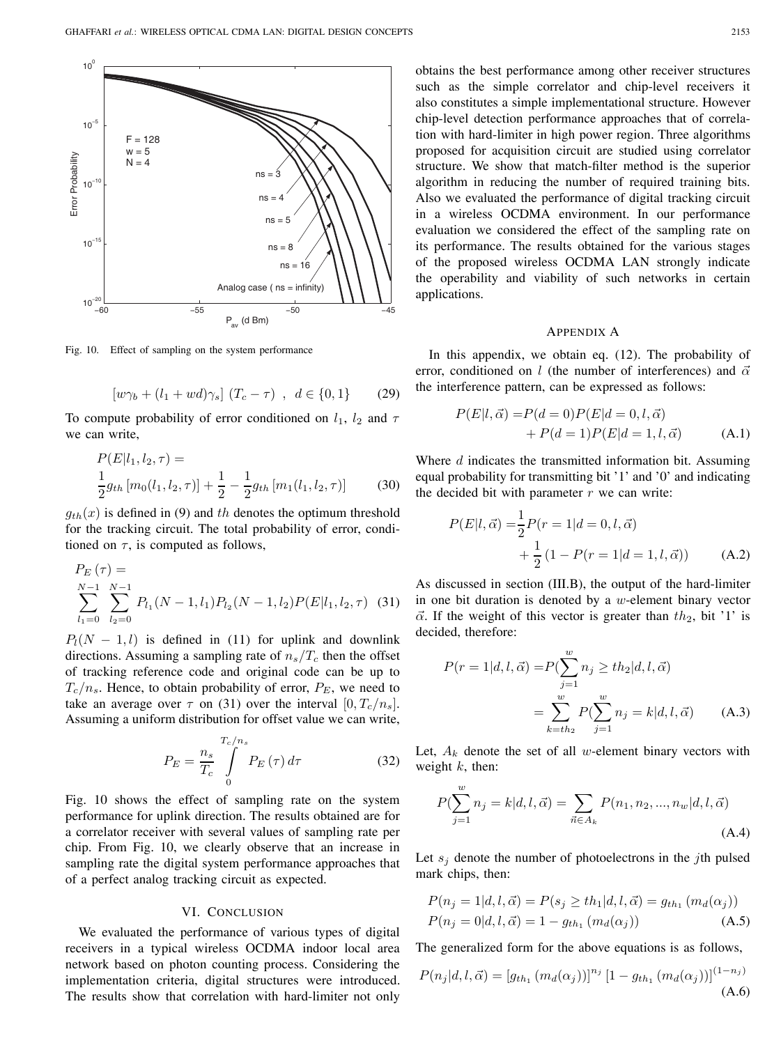Fig. 10. Effect of sampling on the system performance

$$[w\gamma_b + (l_1 + wd)\gamma_s]\ (T_c - \tau)\ \ ,\ \ d \in \{0, 1\} \tag{29}$$

To compute probability of error conditioned on $l_1$, $l_2$ and $\tau$ we can write,

$$P(E|l_1, l_2, \tau) = \frac{1}{2} g_{th}\left[m_0(l_1, l_2, \tau)\right] + \frac{1}{2} - \frac{1}{2} g_{th}\left[m_1(l_1, l_2, \tau)\right] \tag{30}$$

$g_{th}(x)$ is defined in (9) and $th$ denotes the optimum threshold for the tracking circuit. The total probability of error, conditioned on $\tau$, is computed as follows,

$$P_E(\tau) = \sum_{l_1=0}^{N-1} \sum_{l_2=0}^{N-1} P_{l_1}(N-1, l_1) P_{l_2}(N-1, l_2) P(E|l_1, l_2, \tau) \tag{31}$$

$P_l(N-1, l)$ is defined in (11) for uplink and downlink directions. Assuming a sampling rate of $n_s/T_c$ then the offset of tracking reference code and original code can be up to $T_c/n_s$. Hence, to obtain probability of error, $P_E$, we need to take an average over $\tau$ on (31) over the interval $[0, T_c/n_s]$. Assuming a uniform distribution for offset value we can write,

$$P_E = \frac{n_s}{T_c} \int_0^{T_c/n_s} P_E(\tau)\, d\tau \tag{32}$$

Fig. 10 shows the effect of sampling rate on the system performance for uplink direction. The results obtained are for a correlator receiver with several values of sampling rate per chip. From Fig. 10, we clearly observe that an increase in sampling rate the digital system performance approaches that of a perfect analog tracking circuit as expected.

## VI. Conclusion

We evaluated the performance of various types of digital receivers in a typical wireless OCDMA indoor local area network based on photon counting process. Considering the implementation criteria, digital structures were introduced. The results show that correlation with hard-limiter not only obtains the best performance among other receiver structures such as the simple correlator and chip-level receivers it also constitutes a simple implementational structure. However chip-level detection performance approaches that of correlation with hard-limiter in high power region. Three algorithms proposed for acquisition circuit are studied using correlator structure. We show that match-filter method is the superior algorithm in reducing the number of required training bits. Also we evaluated the performance of digital tracking circuit in a wireless OCDMA environment. In our performance evaluation we considered the effect of the sampling rate on its performance. The results obtained for the various stages of the proposed wireless OCDMA LAN strongly indicate the operability and viability of such networks in certain applications.

## Appendix A

In this appendix, we obtain eq. (12). The probability of error, conditioned on $l$ (the number of interferences) and $\vec{\alpha}$ the interference pattern, can be expressed as follows:

$$P(E|l, \vec{\alpha}) = P(d=0)P(E|d=0, l, \vec{\alpha}) + P(d=1)P(E|d=1, l, \vec{\alpha}) \tag{A.1}$$

Where $d$ indicates the transmitted information bit. Assuming equal probability for transmitting bit '1' and '0' and indicating the decided bit with parameter $r$ we can write:

$$P(E|l, \vec{\alpha}) = \frac{1}{2} P(r=1|d=0, l, \vec{\alpha}) + \frac{1}{2}\left(1 - P(r=1|d=1, l, \vec{\alpha})\right) \tag{A.2}$$

As discussed in section (III.B), the output of the hard-limiter in one bit duration is denoted by a $w$-element binary vector $\vec{\alpha}$. If the weight of this vector is greater than $th_2$, bit '1' is decided, therefore:

$$P(r=1|d, l, \vec{\alpha}) = P\left(\sum_{j=1}^{w} n_j \geq th_2 | d, l, \vec{\alpha}\right) = \sum_{k=th_2}^{w} P\left(\sum_{j=1}^{w} n_j = k | d, l, \vec{\alpha}\right) \tag{A.3}$$

Let, $A_k$ denote the set of all $w$-element binary vectors with weight $k$, then:

$$P\left(\sum_{j=1}^{w} n_j = k | d, l, \vec{\alpha}\right) = \sum_{\vec{n} \in A_k} P(n_1, n_2, ..., n_w | d, l, \vec{\alpha}) \tag{A.4}$$

Let $s_j$ denote the number of photoelectrons in the $j$th pulsed mark chips, then:

$$\begin{aligned} P(n_j = 1|d, l, \vec{\alpha}) &= P(s_j \geq th_1 | d, l, \vec{\alpha}) = g_{th_1}(m_d(\alpha_j)) \\ P(n_j = 0|d, l, \vec{\alpha}) &= 1 - g_{th_1}(m_d(\alpha_j)) \end{aligned} \tag{A.5}$$

The generalized form for the above equations is as follows,

$$P(n_j|d, l, \vec{\alpha}) = \left[g_{th_1}(m_d(\alpha_j))\right]^{n_j} \left[1 - g_{th_1}(m_d(\alpha_j))\right]^{(1-n_j)} \tag{A.6}$$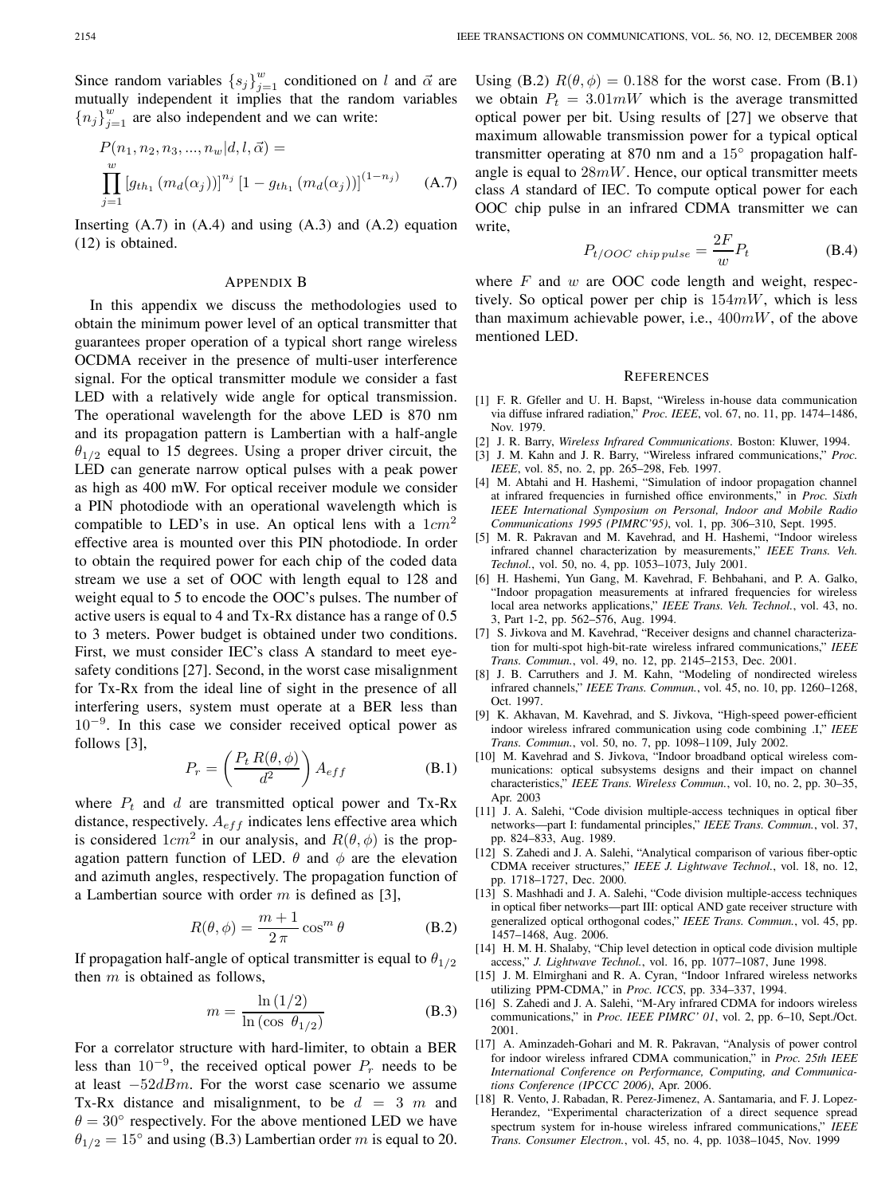Since random variables $\{s_j\}_{j=1}^{w}$ conditioned on $l$ and $\vec{\alpha}$ are mutually independent it implies that the random variables $\{n_j\}_{j=1}^{w}$ are also independent and we can write:

$$P(n_1, n_2, n_3, ..., n_w | d, l, \vec{\alpha}) = \prod_{j=1}^{w} \left[g_{th_1}\left(m_d(\alpha_j)\right)\right]^{n_j} \left[1 - g_{th_1}\left(m_d(\alpha_j)\right)\right]^{(1-n_j)} \quad \text{(A.7)}$$

Inserting (A.7) in (A.4) and using (A.3) and (A.2) equation (12) is obtained.

## Appendix B

In this appendix we discuss the methodologies used to obtain the minimum power level of an optical transmitter that guarantees proper operation of a typical short range wireless OCDMA receiver in the presence of multi-user interference signal. For the optical transmitter module we consider a fast LED with a relatively wide angle for optical transmission. The operational wavelength for the above LED is 870 nm and its propagation pattern is Lambertian with a half-angle $\theta_{1/2}$ equal to 15 degrees. Using a proper driver circuit, the LED can generate narrow optical pulses with a peak power as high as 400 mW. For optical receiver module we consider a PIN photodiode with an operational wavelength which is compatible to LED's in use. An optical lens with a $1cm^2$ effective area is mounted over this PIN photodiode. In order to obtain the required power for each chip of the coded data stream we use a set of OOC with length equal to 128 and weight equal to 5 to encode the OOC's pulses. The number of active users is equal to 4 and Tx-Rx distance has a range of 0.5 to 3 meters. Power budget is obtained under two conditions. First, we must consider IEC's class A standard to meet eye-safety conditions [27]. Second, in the worst case misalignment for Tx-Rx from the ideal line of sight in the presence of all interfering users, system must operate at a BER less than $10^{-9}$. In this case we consider received optical power as follows [3],

$$P_r = \left(\frac{P_t\, R(\theta, \phi)}{d^2}\right) A_{eff} \quad \text{(B.1)}$$

where $P_t$ and $d$ are transmitted optical power and Tx-Rx distance, respectively. $A_{eff}$ indicates lens effective area which is considered $1cm^2$ in our analysis, and $R(\theta, \phi)$ is the propagation pattern function of LED. $\theta$ and $\phi$ are the elevation and azimuth angles, respectively. The propagation function of a Lambertian source with order $m$ is defined as [3],

$$R(\theta, \phi) = \frac{m+1}{2\,\pi} \cos^m \theta \quad \text{(B.2)}$$

If propagation half-angle of optical transmitter is equal to $\theta_{1/2}$ then $m$ is obtained as follows,

$$m = \frac{\ln(1/2)}{\ln(\cos\ \theta_{1/2})} \quad \text{(B.3)}$$

For a correlator structure with hard-limiter, to obtain a BER less than $10^{-9}$, the received optical power $P_r$ needs to be at least $-52dBm$. For the worst case scenario we assume Tx-Rx distance and misalignment, to be $d = 3\ m$ and $\theta = 30^\circ$ respectively. For the above mentioned LED we have $\theta_{1/2} = 15^\circ$ and using (B.3) Lambertian order $m$ is equal to 20.

Using (B.2) $R(\theta, \phi) = 0.188$ for the worst case. From (B.1) we obtain $P_t = 3.01mW$ which is the average transmitted optical power per bit. Using results of [27] we observe that maximum allowable transmission power for a typical optical transmitter operating at 870 nm and a $15^\circ$ propagation half-angle is equal to $28mW$. Hence, our optical transmitter meets class $A$ standard of IEC. To compute optical power for each OOC chip pulse in an infrared CDMA transmitter we can write,

$$P_{t/OOC\ chip\, pulse} = \frac{2F}{w} P_t \quad \text{(B.4)}$$

where $F$ and $w$ are OOC code length and weight, respectively. So optical power per chip is $154mW$, which is less than maximum achievable power, i.e., $400mW$, of the above mentioned LED.

## References

[1] F. R. Gfeller and U. H. Bapst, "Wireless in-house data communication via diffuse infrared radiation," *Proc. IEEE*, vol. 67, no. 11, pp. 1474–1486, Nov. 1979.

[2] J. R. Barry, *Wireless Infrared Communications*. Boston: Kluwer, 1994.

[3] J. M. Kahn and J. R. Barry, "Wireless infrared communications," *Proc. IEEE*, vol. 85, no. 2, pp. 265–298, Feb. 1997.

[4] M. Abtahi and H. Hashemi, "Simulation of indoor propagation channel at infrared frequencies in furnished office environments," in *Proc. Sixth IEEE International Symposium on Personal, Indoor and Mobile Radio Communications 1995 (PIMRC'95)*, vol. 1, pp. 306–310, Sept. 1995.

[5] M. R. Pakravan and M. Kavehrad, and H. Hashemi, "Indoor wireless infrared channel characterization by measurements," *IEEE Trans. Veh. Technol.*, vol. 50, no. 4, pp. 1053–1073, July 2001.

[6] H. Hashemi, Yun Gang, M. Kavehrad, F. Behbahani, and P. A. Galko, "Indoor propagation measurements at infrared frequencies for wireless local area networks applications," *IEEE Trans. Veh. Technol.*, vol. 43, no. 3, Part 1-2, pp. 562–576, Aug. 1994.

[7] S. Jivkova and M. Kavehrad, "Receiver designs and channel characterization for multi-spot high-bit-rate wireless infrared communications," *IEEE Trans. Commun.*, vol. 49, no. 12, pp. 2145–2153, Dec. 2001.

[8] J. B. Carruthers and J. M. Kahn, "Modeling of nondirected wireless infrared channels," *IEEE Trans. Commun.*, vol. 45, no. 10, pp. 1260–1268, Oct. 1997.

[9] K. Akhavan, M. Kavehrad, and S. Jivkova, "High-speed power-efficient indoor wireless infrared communication using code combining .I," *IEEE Trans. Commun.*, vol. 50, no. 7, pp. 1098–1109, July 2002.

[10] M. Kavehrad and S. Jivkova, "Indoor broadband optical wireless communications: optical subsystems designs and their impact on channel characteristics," *IEEE Trans. Wireless Commun.*, vol. 10, no. 2, pp. 30–35, Apr. 2003

[11] J. A. Salehi, "Code division multiple-access techniques in optical fiber networks—part I: fundamental principles," *IEEE Trans. Commun.*, vol. 37, pp. 824–833, Aug. 1989.

[12] S. Zahedi and J. A. Salehi, "Analytical comparison of various fiber-optic CDMA receiver structures," *IEEE J. Lightwave Technol.*, vol. 18, no. 12, pp. 1718–1727, Dec. 2000.

[13] S. Mashhadi and J. A. Salehi, "Code division multiple-access techniques in optical fiber networks—part III: optical AND gate receiver structure with generalized optical orthogonal codes," *IEEE Trans. Commun.*, vol. 45, pp. 1457–1468, Aug. 2006.

[14] H. M. H. Shalaby, "Chip level detection in optical code division multiple access," *J. Lightwave Technol.*, vol. 16, pp. 1077–1087, June 1998.

[15] J. M. Elmirghani and R. A. Cyran, "Indoor 1nfrared wireless networks utilizing PPM-CDMA," in *Proc. ICCS*, pp. 334–337, 1994.

[16] S. Zahedi and J. A. Salehi, "M-Ary infrared CDMA for indoors wireless communications," in *Proc. IEEE PIMRC' 01*, vol. 2, pp. 6–10, Sept./Oct. 2001.

[17] A. Aminzadeh-Gohari and M. R. Pakravan, "Analysis of power control for indoor wireless infrared CDMA communication," in *Proc. 25th IEEE International Conference on Performance, Computing, and Communications Conference (IPCCC 2006)*, Apr. 2006.

[18] R. Vento, J. Rabadan, R. Perez-Jimenez, A. Santamaria, and F. J. Lopez-Herandez, "Experimental characterization of a direct sequence spread spectrum system for in-house wireless infrared communications," *IEEE Trans. Consumer Electron.*, vol. 45, no. 4, pp. 1038–1045, Nov. 1999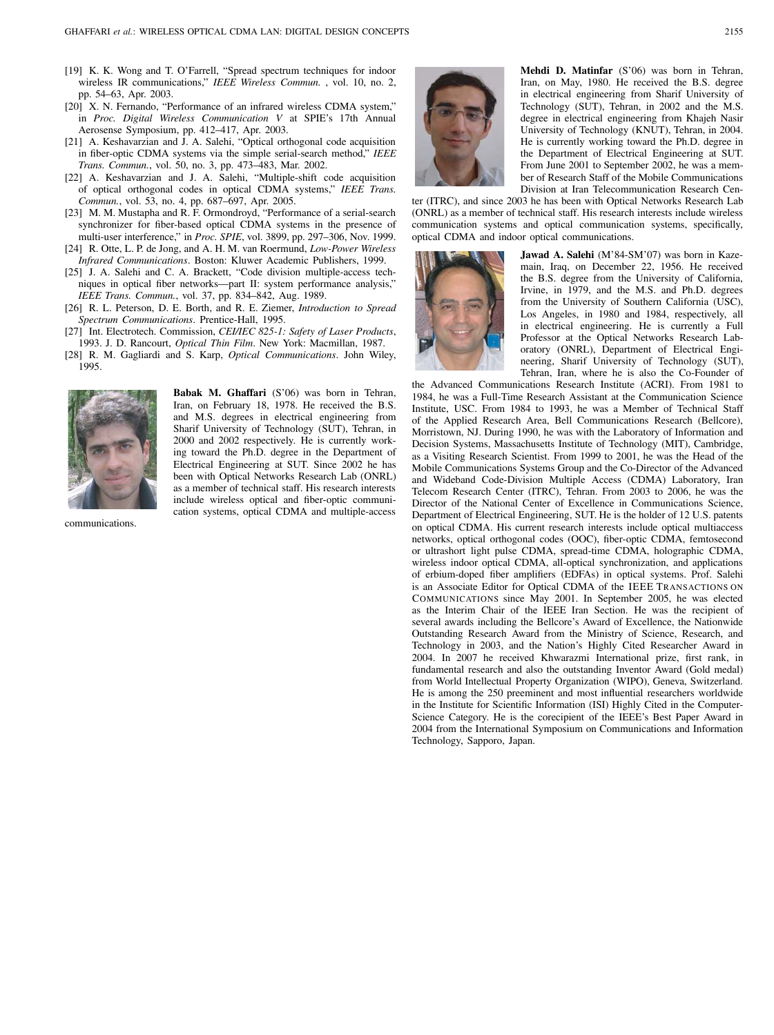[19] K. K. Wong and T. O'Farrell, "Spread spectrum techniques for indoor wireless IR communications," *IEEE Wireless Commun.* , vol. 10, no. 2, pp. 54–63, Apr. 2003.

[20] X. N. Fernando, "Performance of an infrared wireless CDMA system," in *Proc. Digital Wireless Communication V* at SPIE's 17th Annual Aerosense Symposium, pp. 412–417, Apr. 2003.

[21] A. Keshavarzian and J. A. Salehi, "Optical orthogonal code acquisition in fiber-optic CDMA systems via the simple serial-search method," *IEEE Trans. Commun.*, vol. 50, no. 3, pp. 473–483, Mar. 2002.

[22] A. Keshavarzian and J. A. Salehi, "Multiple-shift code acquisition of optical orthogonal codes in optical CDMA systems," *IEEE Trans. Commun.*, vol. 53, no. 4, pp. 687–697, Apr. 2005.

[23] M. M. Mustapha and R. F. Ormondroyd, "Performance of a serial-search synchronizer for fiber-based optical CDMA systems in the presence of multi-user interference," in *Proc. SPIE*, vol. 3899, pp. 297–306, Nov. 1999.

[24] R. Otte, L. P. de Jong, and A. H. M. van Roermund, *Low-Power Wireless Infrared Communications*. Boston: Kluwer Academic Publishers, 1999.

[25] J. A. Salehi and C. A. Brackett, "Code division multiple-access techniques in optical fiber networks—part II: system performance analysis," *IEEE Trans. Commun.*, vol. 37, pp. 834–842, Aug. 1989.

[26] R. L. Peterson, D. E. Borth, and R. E. Ziemer, *Introduction to Spread Spectrum Communications*. Prentice-Hall, 1995.

[27] Int. Electrotech. Commission, *CEI/IEC 825-1: Safety of Laser Products*, 1993. J. D. Rancourt, *Optical Thin Film*. New York: Macmillan, 1987.

[28] R. M. Gagliardi and S. Karp, *Optical Communications*. John Wiley, 1995.

**Babak M. Ghaffari** (S'06) was born in Tehran, Iran, on February 18, 1978. He received the B.S. and M.S. degrees in electrical engineering from Sharif University of Technology (SUT), Tehran, in 2000 and 2002 respectively. He is currently working toward the Ph.D. degree in the Department of Electrical Engineering at SUT. Since 2002 he has been with Optical Networks Research Lab (ONRL) as a member of technical staff. His research interests include wireless optical and fiber-optic communication systems, optical CDMA and multiple-access communications.

**Mehdi D. Matinfar** (S'06) was born in Tehran, Iran, on May, 1980. He received the B.S. degree in electrical engineering from Sharif University of Technology (SUT), Tehran, in 2002 and the M.S. degree in electrical engineering from Khajeh Nasir University of Technology (KNUT), Tehran, in 2004. He is currently working toward the Ph.D. degree in the Department of Electrical Engineering at SUT. From June 2001 to September 2002, he was a member of Research Staff of the Mobile Communications Division at Iran Telecommunication Research Center (ITRC), and since 2003 he has been with Optical Networks Research Lab (ONRL) as a member of technical staff. His research interests include wireless communication systems and optical communication systems, specifically, optical CDMA and indoor optical communications.

**Jawad A. Salehi** (M'84-SM'07) was born in Kazemain, Iraq, on December 22, 1956. He received the B.S. degree from the University of California, Irvine, in 1979, and the M.S. and Ph.D. degrees from the University of Southern California (USC), Los Angeles, in 1980 and 1984, respectively, all in electrical engineering. He is currently a Full Professor at the Optical Networks Research Laboratory (ONRL), Department of Electrical Engineering, Sharif University of Technology (SUT), Tehran, Iran, where he is also the Co-Founder of the Advanced Communications Research Institute (ACRI). From 1981 to 1984, he was a Full-Time Research Assistant at the Communication Science Institute, USC. From 1984 to 1993, he was a Member of Technical Staff of the Applied Research Area, Bell Communications Research (Bellcore), Morristown, NJ. During 1990, he was with the Laboratory of Information and Decision Systems, Massachusetts Institute of Technology (MIT), Cambridge, as a Visiting Research Scientist. From 1999 to 2001, he was the Head of the Mobile Communications Systems Group and the Co-Director of the Advanced and Wideband Code-Division Multiple Access (CDMA) Laboratory, Iran Telecom Research Center (ITRC), Tehran. From 2003 to 2006, he was the Director of the National Center of Excellence in Communications Science, Department of Electrical Engineering, SUT. He is the holder of 12 U.S. patents on optical CDMA. His current research interests include optical multiaccess networks, optical orthogonal codes (OOC), fiber-optic CDMA, femtosecond or ultrashort light pulse CDMA, spread-time CDMA, holographic CDMA, wireless indoor optical CDMA, all-optical synchronization, and applications of erbium-doped fiber amplifiers (EDFAs) in optical systems. Prof. Salehi is an Associate Editor for Optical CDMA of the IEEE TRANSACTIONS ON COMMUNICATIONS since May 2001. In September 2005, he was elected as the Interim Chair of the IEEE Iran Section. He was the recipient of several awards including the Bellcore's Award of Excellence, the Nationwide Outstanding Research Award from the Ministry of Science, Research, and Technology in 2003, and the Nation's Highly Cited Researcher Award in 2004. In 2007 he received Khwarazmi International prize, first rank, in fundamental research and also the outstanding Inventor Award (Gold medal) from World Intellectual Property Organization (WIPO), Geneva, Switzerland. He is among the 250 preeminent and most influential researchers worldwide in the Institute for Scientific Information (ISI) Highly Cited in the Computer-Science Category. He is the corecipient of the IEEE's Best Paper Award in 2004 from the International Symposium on Communications and Information Technology, Sapporo, Japan.